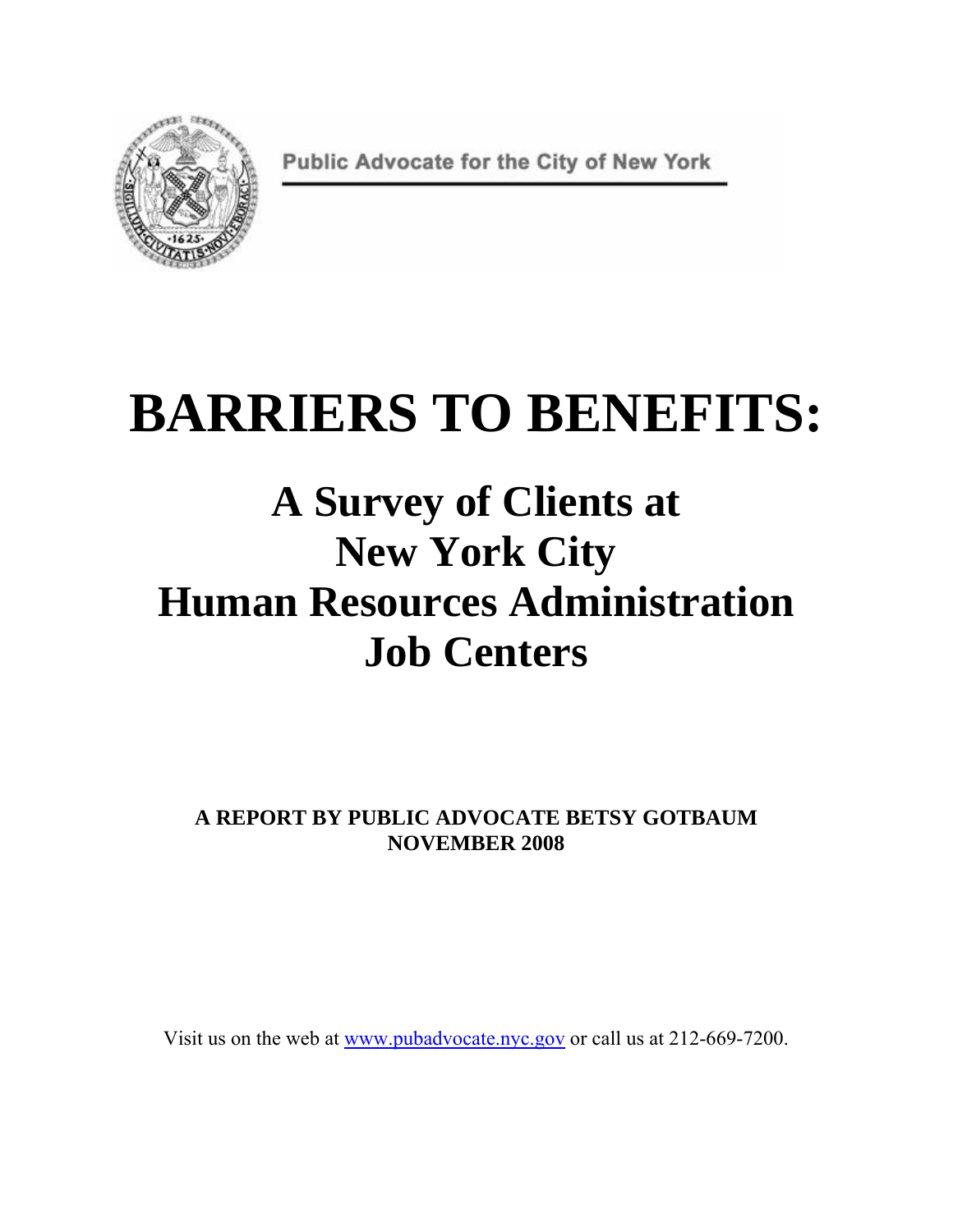Public Advocate for the City of New York

# BARRIERS TO BENEFITS:

## A Survey of Clients at New York City Human Resources Administration Job Centers

**A REPORT BY PUBLIC ADVOCATE BETSY GOTBAUM**
**NOVEMBER 2008**

Visit us on the web at www.pubadvocate.nyc.gov or call us at 212-669-7200.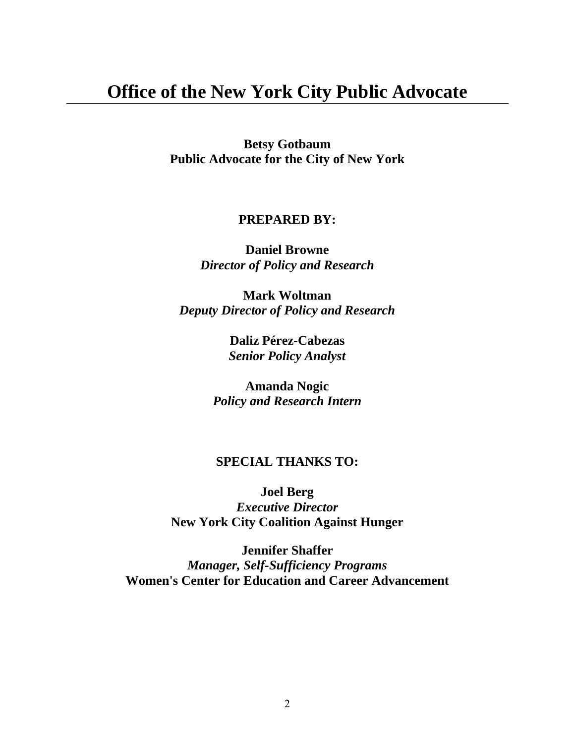# Office of the New York City Public Advocate

**Betsy Gotbaum**
**Public Advocate for the City of New York**

**PREPARED BY:**

**Daniel Browne**
***Director of Policy and Research***

**Mark Woltman**
***Deputy Director of Policy and Research***

**Daliz Pérez-Cabezas**
***Senior Policy Analyst***

**Amanda Nogic**
***Policy and Research Intern***

**SPECIAL THANKS TO:**

**Joel Berg**
***Executive Director***
**New York City Coalition Against Hunger**

**Jennifer Shaffer**
***Manager, Self-Sufficiency Programs***
**Women's Center for Education and Career Advancement**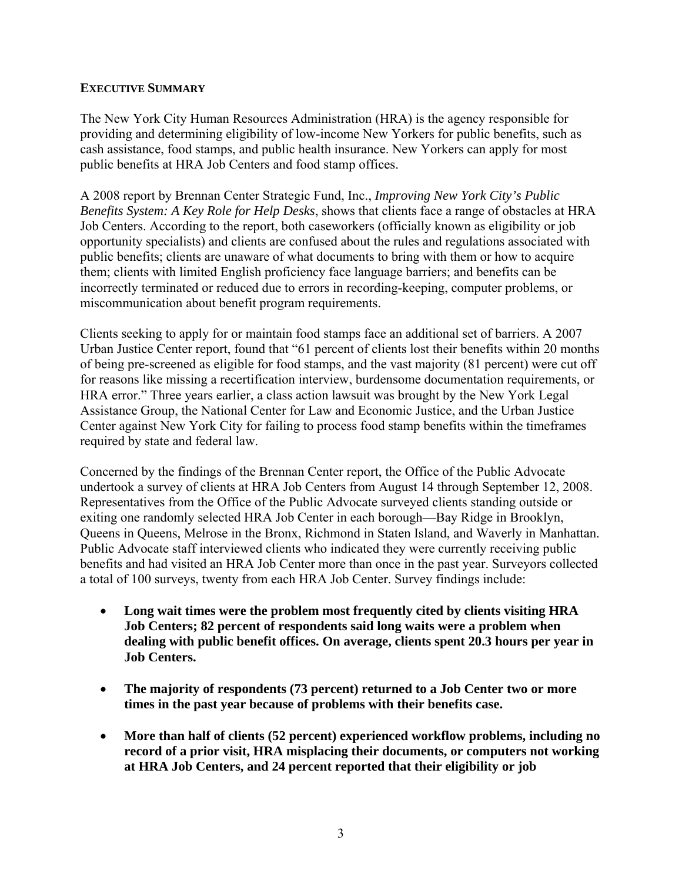## EXECUTIVE SUMMARY

The New York City Human Resources Administration (HRA) is the agency responsible for providing and determining eligibility of low-income New Yorkers for public benefits, such as cash assistance, food stamps, and public health insurance. New Yorkers can apply for most public benefits at HRA Job Centers and food stamp offices.

A 2008 report by Brennan Center Strategic Fund, Inc., *Improving New York City's Public Benefits System: A Key Role for Help Desks*, shows that clients face a range of obstacles at HRA Job Centers. According to the report, both caseworkers (officially known as eligibility or job opportunity specialists) and clients are confused about the rules and regulations associated with public benefits; clients are unaware of what documents to bring with them or how to acquire them; clients with limited English proficiency face language barriers; and benefits can be incorrectly terminated or reduced due to errors in recording-keeping, computer problems, or miscommunication about benefit program requirements.

Clients seeking to apply for or maintain food stamps face an additional set of barriers. A 2007 Urban Justice Center report, found that "61 percent of clients lost their benefits within 20 months of being pre-screened as eligible for food stamps, and the vast majority (81 percent) were cut off for reasons like missing a recertification interview, burdensome documentation requirements, or HRA error." Three years earlier, a class action lawsuit was brought by the New York Legal Assistance Group, the National Center for Law and Economic Justice, and the Urban Justice Center against New York City for failing to process food stamp benefits within the timeframes required by state and federal law.

Concerned by the findings of the Brennan Center report, the Office of the Public Advocate undertook a survey of clients at HRA Job Centers from August 14 through September 12, 2008. Representatives from the Office of the Public Advocate surveyed clients standing outside or exiting one randomly selected HRA Job Center in each borough—Bay Ridge in Brooklyn, Queens in Queens, Melrose in the Bronx, Richmond in Staten Island, and Waverly in Manhattan. Public Advocate staff interviewed clients who indicated they were currently receiving public benefits and had visited an HRA Job Center more than once in the past year. Surveyors collected a total of 100 surveys, twenty from each HRA Job Center. Survey findings include:

- **Long wait times were the problem most frequently cited by clients visiting HRA Job Centers; 82 percent of respondents said long waits were a problem when dealing with public benefit offices. On average, clients spent 20.3 hours per year in Job Centers.**

- **The majority of respondents (73 percent) returned to a Job Center two or more times in the past year because of problems with their benefits case.**

- **More than half of clients (52 percent) experienced workflow problems, including no record of a prior visit, HRA misplacing their documents, or computers not working at HRA Job Centers, and 24 percent reported that their eligibility or job**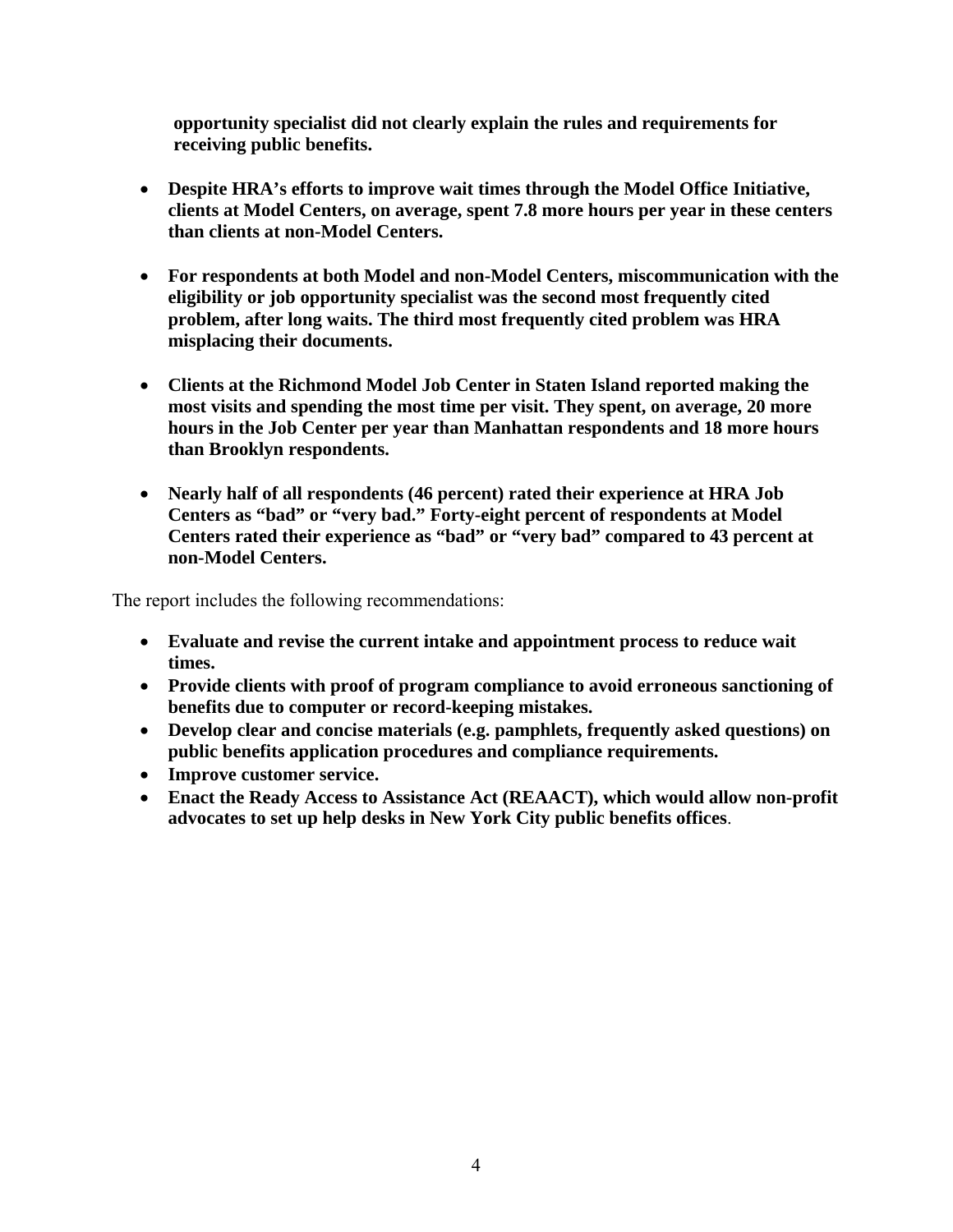**opportunity specialist did not clearly explain the rules and requirements for receiving public benefits.**

- **Despite HRA's efforts to improve wait times through the Model Office Initiative, clients at Model Centers, on average, spent 7.8 more hours per year in these centers than clients at non-Model Centers.**

- **For respondents at both Model and non-Model Centers, miscommunication with the eligibility or job opportunity specialist was the second most frequently cited problem, after long waits. The third most frequently cited problem was HRA misplacing their documents.**

- **Clients at the Richmond Model Job Center in Staten Island reported making the most visits and spending the most time per visit. They spent, on average, 20 more hours in the Job Center per year than Manhattan respondents and 18 more hours than Brooklyn respondents.**

- **Nearly half of all respondents (46 percent) rated their experience at HRA Job Centers as "bad" or "very bad." Forty-eight percent of respondents at Model Centers rated their experience as "bad" or "very bad" compared to 43 percent at non-Model Centers.**

The report includes the following recommendations:

- **Evaluate and revise the current intake and appointment process to reduce wait times.**
- **Provide clients with proof of program compliance to avoid erroneous sanctioning of benefits due to computer or record-keeping mistakes.**
- **Develop clear and concise materials (e.g. pamphlets, frequently asked questions) on public benefits application procedures and compliance requirements.**
- **Improve customer service.**
- **Enact the Ready Access to Assistance Act (REAACT), which would allow non-profit advocates to set up help desks in New York City public benefits offices**.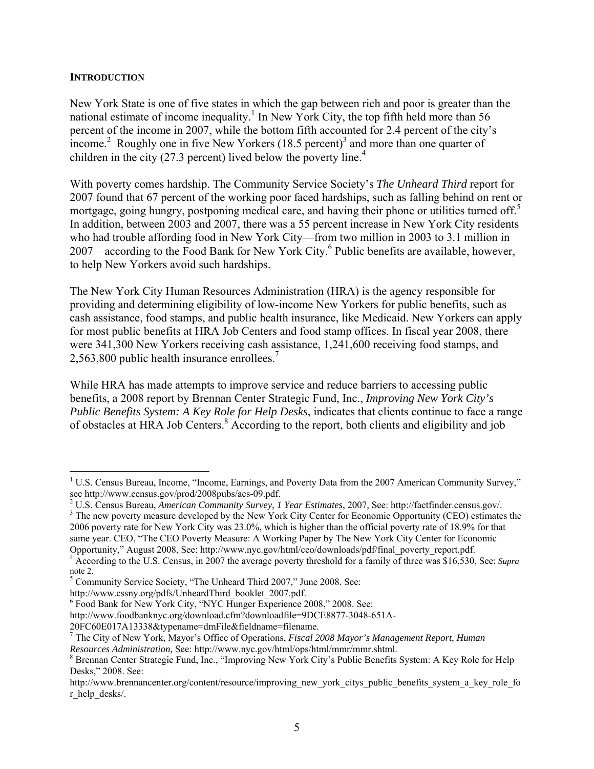## INTRODUCTION

New York State is one of five states in which the gap between rich and poor is greater than the national estimate of income inequality.[1] In New York City, the top fifth held more than 56 percent of the income in 2007, while the bottom fifth accounted for 2.4 percent of the city's income.[2] Roughly one in five New Yorkers (18.5 percent)[3] and more than one quarter of children in the city (27.3 percent) lived below the poverty line.[4]

With poverty comes hardship. The Community Service Society's *The Unheard Third* report for 2007 found that 67 percent of the working poor faced hardships, such as falling behind on rent or mortgage, going hungry, postponing medical care, and having their phone or utilities turned off.[5] In addition, between 2003 and 2007, there was a 55 percent increase in New York City residents who had trouble affording food in New York City—from two million in 2003 to 3.1 million in 2007—according to the Food Bank for New York City.[6] Public benefits are available, however, to help New Yorkers avoid such hardships.

The New York City Human Resources Administration (HRA) is the agency responsible for providing and determining eligibility of low-income New Yorkers for public benefits, such as cash assistance, food stamps, and public health insurance, like Medicaid. New Yorkers can apply for most public benefits at HRA Job Centers and food stamp offices. In fiscal year 2008, there were 341,300 New Yorkers receiving cash assistance, 1,241,600 receiving food stamps, and 2,563,800 public health insurance enrollees.[7]

While HRA has made attempts to improve service and reduce barriers to accessing public benefits, a 2008 report by Brennan Center Strategic Fund, Inc., *Improving New York City's Public Benefits System: A Key Role for Help Desks*, indicates that clients continue to face a range of obstacles at HRA Job Centers.[8] According to the report, both clients and eligibility and job

---

[1] U.S. Census Bureau, Income, "Income, Earnings, and Poverty Data from the 2007 American Community Survey," see http://www.census.gov/prod/2008pubs/acs-09.pdf.

[2] U.S. Census Bureau, *American Community Survey, 1 Year Estimates*, 2007, See: http://factfinder.census.gov/.

[3] The new poverty measure developed by the New York City Center for Economic Opportunity (CEO) estimates the 2006 poverty rate for New York City was 23.0%, which is higher than the official poverty rate of 18.9% for that same year. CEO, "The CEO Poverty Measure: A Working Paper by The New York City Center for Economic Opportunity," August 2008, See: http://www.nyc.gov/html/ceo/downloads/pdf/final_poverty_report.pdf.

[4] According to the U.S. Census, in 2007 the average poverty threshold for a family of three was $16,530, See: *Supra* note 2.

[5] Community Service Society, "The Unheard Third 2007," June 2008. See: http://www.cssny.org/pdfs/UnheardThird_booklet_2007.pdf.

[6] Food Bank for New York City, "NYC Hunger Experience 2008," 2008. See: http://www.foodbanknyc.org/download.cfm?downloadfile=9DCE8877-3048-651A-20FC60E017A13338&typename=dmFile&fieldname=filename.

[7] The City of New York, Mayor's Office of Operations, *Fiscal 2008 Mayor's Management Report, Human Resources Administration,* See: http://www.nyc.gov/html/ops/html/mmr/mmr.shtml.

[8] Brennan Center Strategic Fund, Inc., "Improving New York City's Public Benefits System: A Key Role for Help Desks," 2008. See: http://www.brennancenter.org/content/resource/improving_new_york_citys_public_benefits_system_a_key_role_for_help_desks/.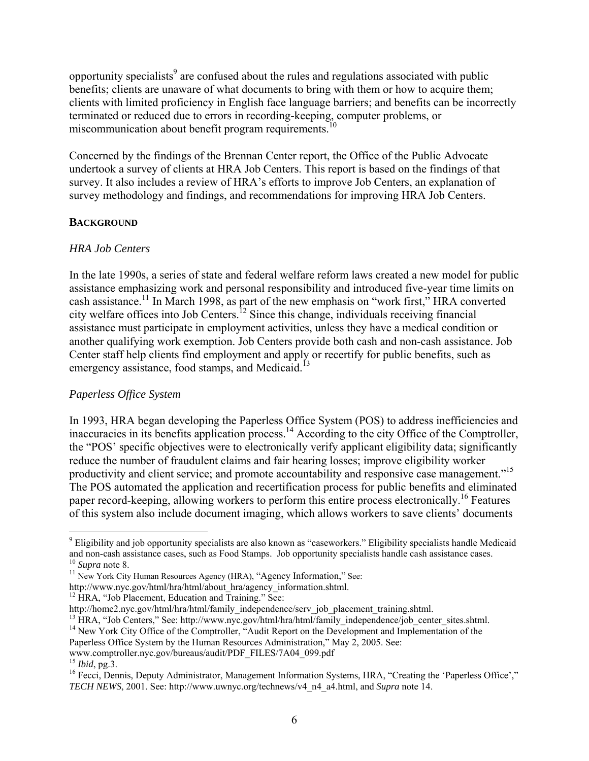opportunity specialists[9] are confused about the rules and regulations associated with public benefits; clients are unaware of what documents to bring with them or how to acquire them; clients with limited proficiency in English face language barriers; and benefits can be incorrectly terminated or reduced due to errors in recording-keeping, computer problems, or miscommunication about benefit program requirements.[10]

Concerned by the findings of the Brennan Center report, the Office of the Public Advocate undertook a survey of clients at HRA Job Centers. This report is based on the findings of that survey. It also includes a review of HRA's efforts to improve Job Centers, an explanation of survey methodology and findings, and recommendations for improving HRA Job Centers.

## BACKGROUND

### *HRA Job Centers*

In the late 1990s, a series of state and federal welfare reform laws created a new model for public assistance emphasizing work and personal responsibility and introduced five-year time limits on cash assistance.[11] In March 1998, as part of the new emphasis on "work first," HRA converted city welfare offices into Job Centers.[12] Since this change, individuals receiving financial assistance must participate in employment activities, unless they have a medical condition or another qualifying work exemption. Job Centers provide both cash and non-cash assistance. Job Center staff help clients find employment and apply or recertify for public benefits, such as emergency assistance, food stamps, and Medicaid.[13]

### *Paperless Office System*

In 1993, HRA began developing the Paperless Office System (POS) to address inefficiencies and inaccuracies in its benefits application process.[14] According to the city Office of the Comptroller, the "POS' specific objectives were to electronically verify applicant eligibility data; significantly reduce the number of fraudulent claims and fair hearing losses; improve eligibility worker productivity and client service; and promote accountability and responsive case management."[15] The POS automated the application and recertification process for public benefits and eliminated paper record-keeping, allowing workers to perform this entire process electronically.[16] Features of this system also include document imaging, which allows workers to save clients' documents

---

[9] Eligibility and job opportunity specialists are also known as "caseworkers." Eligibility specialists handle Medicaid and non-cash assistance cases, such as Food Stamps. Job opportunity specialists handle cash assistance cases.

[10] *Supra* note 8.

[11] New York City Human Resources Agency (HRA), "Agency Information," See: http://www.nyc.gov/html/hra/html/about_hra/agency_information.shtml.

[12] HRA, "Job Placement, Education and Training." See: http://home2.nyc.gov/html/hra/html/family_independence/serv_job_placement_training.shtml.

[13] HRA, "Job Centers," See: http://www.nyc.gov/html/hra/html/family_independence/job_center_sites.shtml.

[14] New York City Office of the Comptroller, "Audit Report on the Development and Implementation of the Paperless Office System by the Human Resources Administration," May 2, 2005. See: www.comptroller.nyc.gov/bureaus/audit/PDF_FILES/7A04_099.pdf

[15] *Ibid*, pg.3.

[16] Fecci, Dennis, Deputy Administrator, Management Information Systems, HRA, "Creating the 'Paperless Office'," *TECH NEWS*, 2001. See: http://www.uwnyc.org/technews/v4_n4_a4.html, and *Supra* note 14.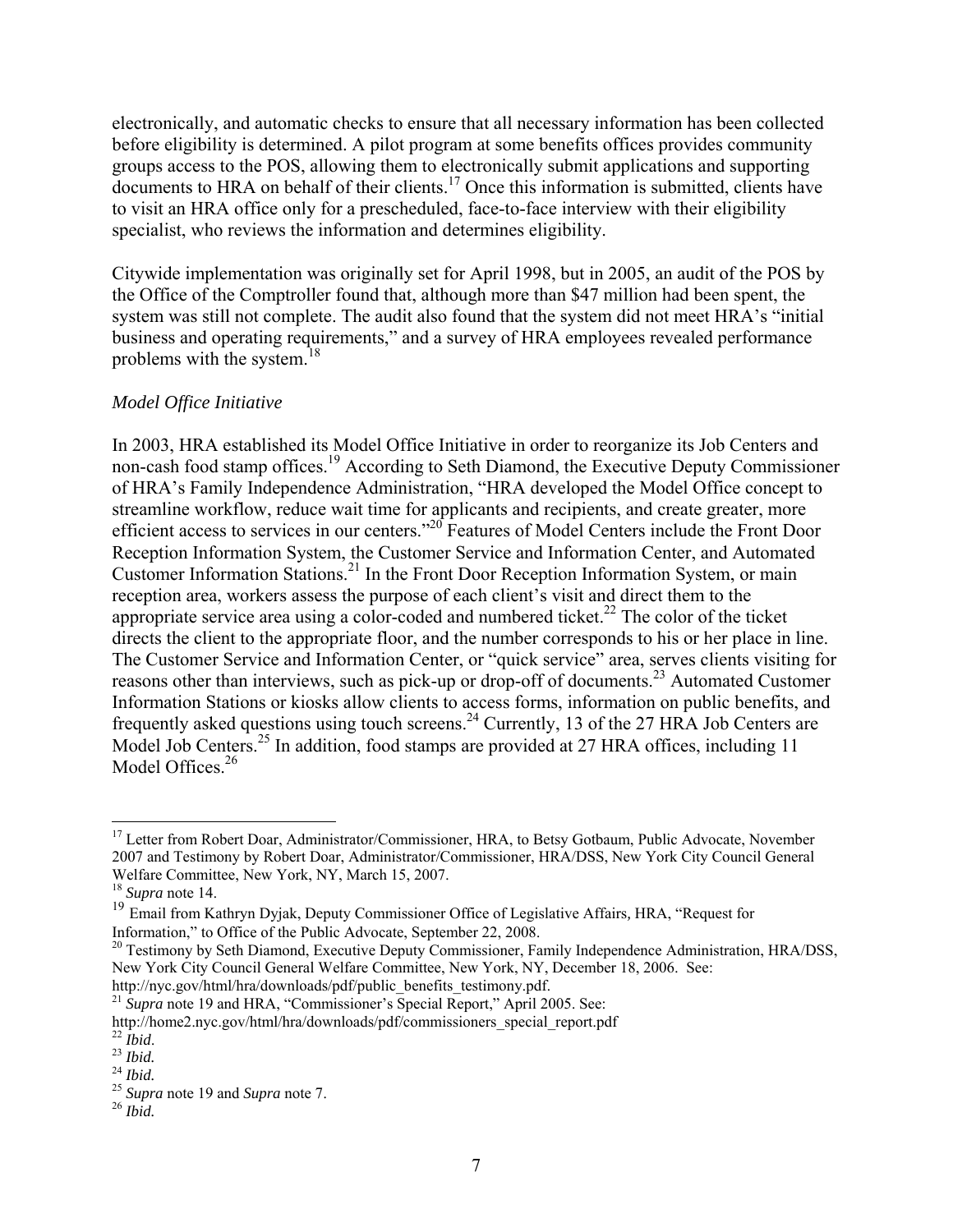electronically, and automatic checks to ensure that all necessary information has been collected before eligibility is determined. A pilot program at some benefits offices provides community groups access to the POS, allowing them to electronically submit applications and supporting documents to HRA on behalf of their clients.[17] Once this information is submitted, clients have to visit an HRA office only for a prescheduled, face-to-face interview with their eligibility specialist, who reviews the information and determines eligibility.

Citywide implementation was originally set for April 1998, but in 2005, an audit of the POS by the Office of the Comptroller found that, although more than $47 million had been spent, the system was still not complete. The audit also found that the system did not meet HRA's "initial business and operating requirements," and a survey of HRA employees revealed performance problems with the system.[18]

*Model Office Initiative*

In 2003, HRA established its Model Office Initiative in order to reorganize its Job Centers and non-cash food stamp offices.[19] According to Seth Diamond, the Executive Deputy Commissioner of HRA's Family Independence Administration, "HRA developed the Model Office concept to streamline workflow, reduce wait time for applicants and recipients, and create greater, more efficient access to services in our centers."[20] Features of Model Centers include the Front Door Reception Information System, the Customer Service and Information Center, and Automated Customer Information Stations.[21] In the Front Door Reception Information System, or main reception area, workers assess the purpose of each client's visit and direct them to the appropriate service area using a color-coded and numbered ticket.[22] The color of the ticket directs the client to the appropriate floor, and the number corresponds to his or her place in line. The Customer Service and Information Center, or "quick service" area, serves clients visiting for reasons other than interviews, such as pick-up or drop-off of documents.[23] Automated Customer Information Stations or kiosks allow clients to access forms, information on public benefits, and frequently asked questions using touch screens.[24] Currently, 13 of the 27 HRA Job Centers are Model Job Centers.[25] In addition, food stamps are provided at 27 HRA offices, including 11 Model Offices.[26]

---

[17] Letter from Robert Doar, Administrator/Commissioner, HRA, to Betsy Gotbaum, Public Advocate, November 2007 and Testimony by Robert Doar, Administrator/Commissioner, HRA/DSS, New York City Council General Welfare Committee, New York, NY, March 15, 2007.

[18] *Supra* note 14.

[19] Email from Kathryn Dyjak, Deputy Commissioner Office of Legislative Affairs, HRA, "Request for Information," to Office of the Public Advocate, September 22, 2008.

[20] Testimony by Seth Diamond, Executive Deputy Commissioner, Family Independence Administration, HRA/DSS, New York City Council General Welfare Committee, New York, NY, December 18, 2006. See: http://nyc.gov/html/hra/downloads/pdf/public_benefits_testimony.pdf.

[21] *Supra* note 19 and HRA, "Commissioner's Special Report," April 2005. See: http://home2.nyc.gov/html/hra/downloads/pdf/commissioners_special_report.pdf

[22] *Ibid*.

[23] *Ibid.*

[24] *Ibid.*

[25] *Supra* note 19 and *Supra* note 7.

[26] *Ibid.*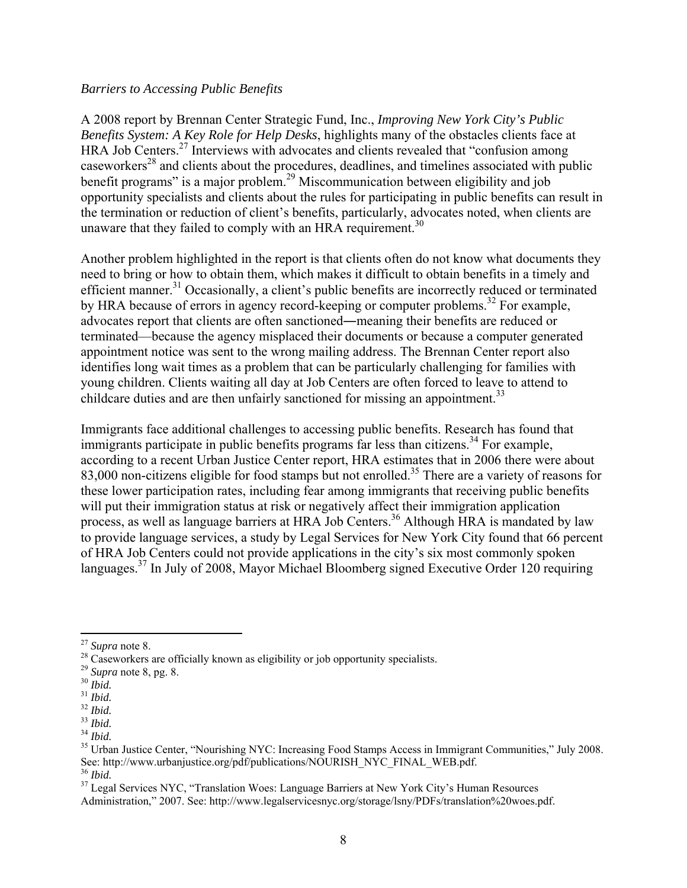*Barriers to Accessing Public Benefits*

A 2008 report by Brennan Center Strategic Fund, Inc., *Improving New York City's Public Benefits System: A Key Role for Help Desks*, highlights many of the obstacles clients face at HRA Job Centers.[27] Interviews with advocates and clients revealed that "confusion among caseworkers[28] and clients about the procedures, deadlines, and timelines associated with public benefit programs" is a major problem.[29] Miscommunication between eligibility and job opportunity specialists and clients about the rules for participating in public benefits can result in the termination or reduction of client's benefits, particularly, advocates noted, when clients are unaware that they failed to comply with an HRA requirement.[30]

Another problem highlighted in the report is that clients often do not know what documents they need to bring or how to obtain them, which makes it difficult to obtain benefits in a timely and efficient manner.[31] Occasionally, a client's public benefits are incorrectly reduced or terminated by HRA because of errors in agency record-keeping or computer problems.[32] For example, advocates report that clients are often sanctioned—meaning their benefits are reduced or terminated—because the agency misplaced their documents or because a computer generated appointment notice was sent to the wrong mailing address. The Brennan Center report also identifies long wait times as a problem that can be particularly challenging for families with young children. Clients waiting all day at Job Centers are often forced to leave to attend to childcare duties and are then unfairly sanctioned for missing an appointment.[33]

Immigrants face additional challenges to accessing public benefits. Research has found that immigrants participate in public benefits programs far less than citizens.[34] For example, according to a recent Urban Justice Center report, HRA estimates that in 2006 there were about 83,000 non-citizens eligible for food stamps but not enrolled.[35] There are a variety of reasons for these lower participation rates, including fear among immigrants that receiving public benefits will put their immigration status at risk or negatively affect their immigration application process, as well as language barriers at HRA Job Centers.[36] Although HRA is mandated by law to provide language services, a study by Legal Services for New York City found that 66 percent of HRA Job Centers could not provide applications in the city's six most commonly spoken languages.[37] In July of 2008, Mayor Michael Bloomberg signed Executive Order 120 requiring

---

[27] *Supra* note 8.

[28] Caseworkers are officially known as eligibility or job opportunity specialists.

[29] *Supra* note 8, pg. 8.

[30] *Ibid.*

[31] *Ibid.*

[32] *Ibid.*

[33] *Ibid.*

[34] *Ibid.*

[35] Urban Justice Center, "Nourishing NYC: Increasing Food Stamps Access in Immigrant Communities," July 2008. See: http://www.urbanjustice.org/pdf/publications/NOURISH_NYC_FINAL_WEB.pdf.

[36] *Ibid.*

[37] Legal Services NYC, "Translation Woes: Language Barriers at New York City's Human Resources Administration," 2007. See: http://www.legalservicesnyc.org/storage/lsny/PDFs/translation%20woes.pdf.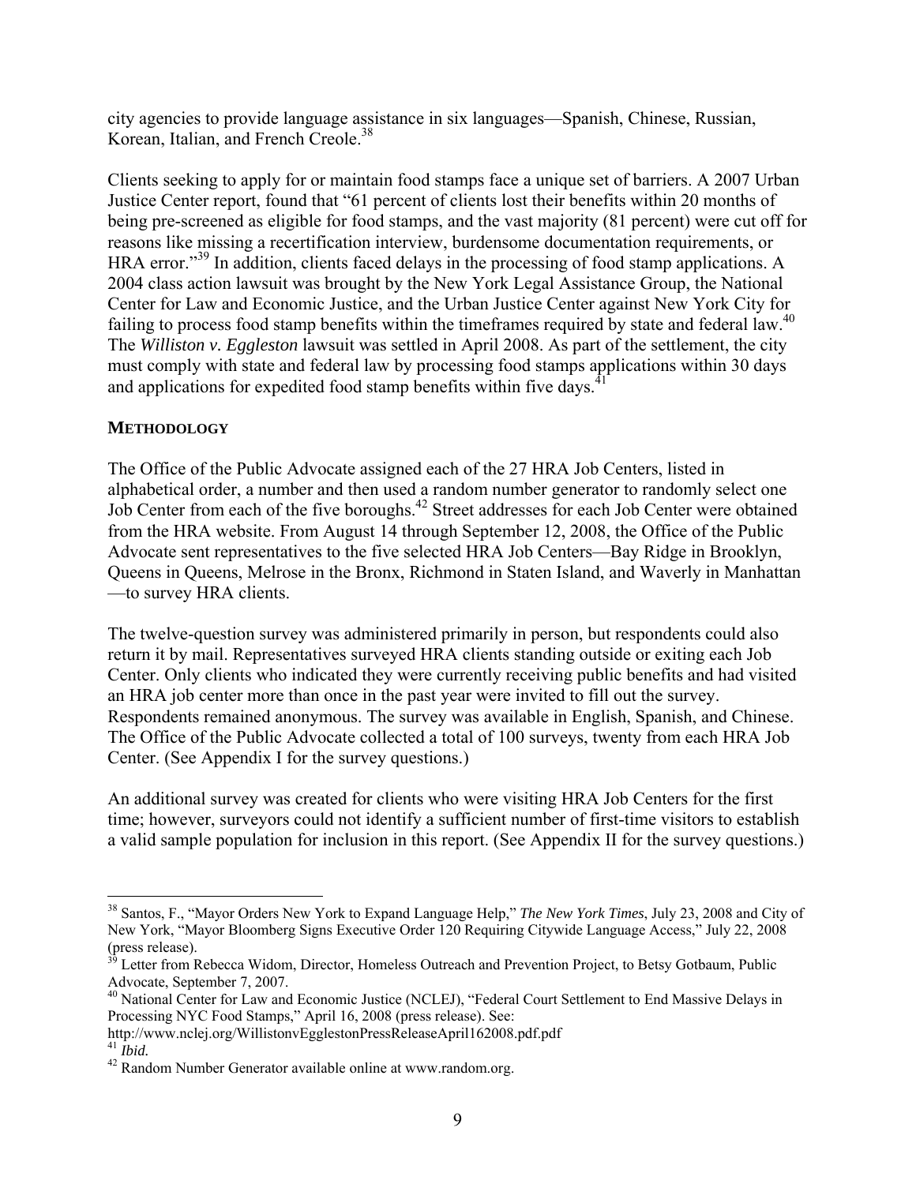city agencies to provide language assistance in six languages—Spanish, Chinese, Russian, Korean, Italian, and French Creole.[38]

Clients seeking to apply for or maintain food stamps face a unique set of barriers. A 2007 Urban Justice Center report, found that "61 percent of clients lost their benefits within 20 months of being pre-screened as eligible for food stamps, and the vast majority (81 percent) were cut off for reasons like missing a recertification interview, burdensome documentation requirements, or HRA error."[39] In addition, clients faced delays in the processing of food stamp applications. A 2004 class action lawsuit was brought by the New York Legal Assistance Group, the National Center for Law and Economic Justice, and the Urban Justice Center against New York City for failing to process food stamp benefits within the timeframes required by state and federal law.[40] The *Williston v. Eggleston* lawsuit was settled in April 2008. As part of the settlement, the city must comply with state and federal law by processing food stamps applications within 30 days and applications for expedited food stamp benefits within five days.[41]

## METHODOLOGY

The Office of the Public Advocate assigned each of the 27 HRA Job Centers, listed in alphabetical order, a number and then used a random number generator to randomly select one Job Center from each of the five boroughs.[42] Street addresses for each Job Center were obtained from the HRA website. From August 14 through September 12, 2008, the Office of the Public Advocate sent representatives to the five selected HRA Job Centers—Bay Ridge in Brooklyn, Queens in Queens, Melrose in the Bronx, Richmond in Staten Island, and Waverly in Manhattan —to survey HRA clients.

The twelve-question survey was administered primarily in person, but respondents could also return it by mail. Representatives surveyed HRA clients standing outside or exiting each Job Center. Only clients who indicated they were currently receiving public benefits and had visited an HRA job center more than once in the past year were invited to fill out the survey. Respondents remained anonymous. The survey was available in English, Spanish, and Chinese. The Office of the Public Advocate collected a total of 100 surveys, twenty from each HRA Job Center. (See Appendix I for the survey questions.)

An additional survey was created for clients who were visiting HRA Job Centers for the first time; however, surveyors could not identify a sufficient number of first-time visitors to establish a valid sample population for inclusion in this report. (See Appendix II for the survey questions.)

---

[38] Santos, F., "Mayor Orders New York to Expand Language Help," *The New York Times*, July 23, 2008 and City of New York, "Mayor Bloomberg Signs Executive Order 120 Requiring Citywide Language Access," July 22, 2008 (press release).

[39] Letter from Rebecca Widom, Director, Homeless Outreach and Prevention Project, to Betsy Gotbaum, Public Advocate, September 7, 2007.

[40] National Center for Law and Economic Justice (NCLEJ), "Federal Court Settlement to End Massive Delays in Processing NYC Food Stamps," April 16, 2008 (press release). See: http://www.nclej.org/WillistonvEgglestonPressReleaseApril162008.pdf.pdf

[41] *Ibid.*

[42] Random Number Generator available online at www.random.org.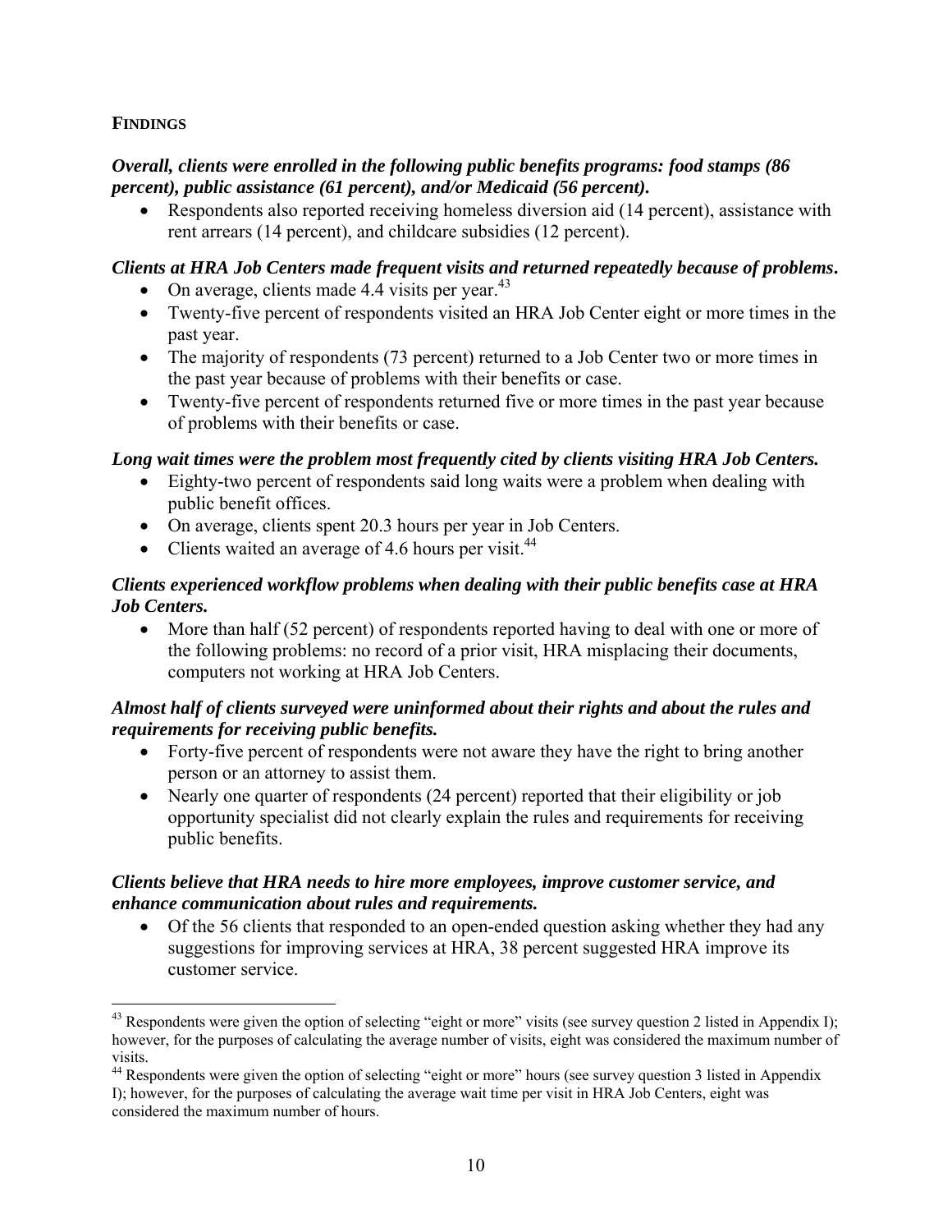## FINDINGS

***Overall, clients were enrolled in the following public benefits programs: food stamps (86 percent), public assistance (61 percent), and/or Medicaid (56 percent).***

- Respondents also reported receiving homeless diversion aid (14 percent), assistance with rent arrears (14 percent), and childcare subsidies (12 percent).

***Clients at HRA Job Centers made frequent visits and returned repeatedly because of problems.***

- On average, clients made 4.4 visits per year.[43]
- Twenty-five percent of respondents visited an HRA Job Center eight or more times in the past year.
- The majority of respondents (73 percent) returned to a Job Center two or more times in the past year because of problems with their benefits or case.
- Twenty-five percent of respondents returned five or more times in the past year because of problems with their benefits or case.

***Long wait times were the problem most frequently cited by clients visiting HRA Job Centers.***

- Eighty-two percent of respondents said long waits were a problem when dealing with public benefit offices.
- On average, clients spent 20.3 hours per year in Job Centers.
- Clients waited an average of 4.6 hours per visit.[44]

***Clients experienced workflow problems when dealing with their public benefits case at HRA Job Centers.***

- More than half (52 percent) of respondents reported having to deal with one or more of the following problems: no record of a prior visit, HRA misplacing their documents, computers not working at HRA Job Centers.

***Almost half of clients surveyed were uninformed about their rights and about the rules and requirements for receiving public benefits.***

- Forty-five percent of respondents were not aware they have the right to bring another person or an attorney to assist them.
- Nearly one quarter of respondents (24 percent) reported that their eligibility or job opportunity specialist did not clearly explain the rules and requirements for receiving public benefits.

***Clients believe that HRA needs to hire more employees, improve customer service, and enhance communication about rules and requirements.***

- Of the 56 clients that responded to an open-ended question asking whether they had any suggestions for improving services at HRA, 38 percent suggested HRA improve its customer service.

---

[43] Respondents were given the option of selecting "eight or more" visits (see survey question 2 listed in Appendix I); however, for the purposes of calculating the average number of visits, eight was considered the maximum number of visits.

[44] Respondents were given the option of selecting "eight or more" hours (see survey question 3 listed in Appendix I); however, for the purposes of calculating the average wait time per visit in HRA Job Centers, eight was considered the maximum number of hours.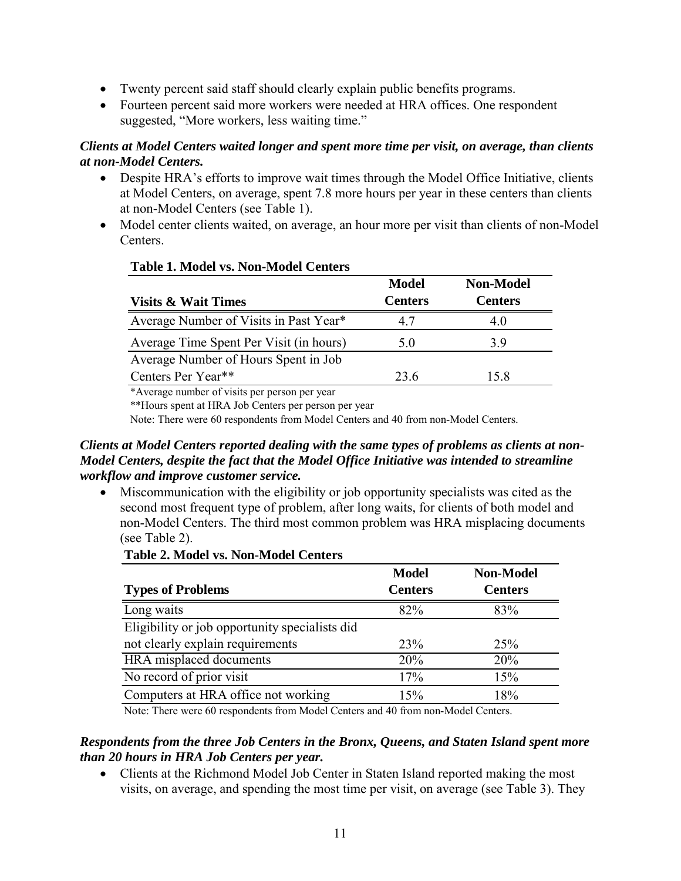- Twenty percent said staff should clearly explain public benefits programs.
- Fourteen percent said more workers were needed at HRA offices. One respondent suggested, "More workers, less waiting time."

***Clients at Model Centers waited longer and spent more time per visit, on average, than clients at non-Model Centers.***

- Despite HRA's efforts to improve wait times through the Model Office Initiative, clients at Model Centers, on average, spent 7.8 more hours per year in these centers than clients at non-Model Centers (see Table 1).
- Model center clients waited, on average, an hour more per visit than clients of non-Model Centers.

**Table 1. Model vs. Non-Model Centers**

| Visits & Wait Times | Model Centers | Non-Model Centers |
|---|---|---|
| Average Number of Visits in Past Year* | 4.7 | 4.0 |
| Average Time Spent Per Visit (in hours) | 5.0 | 3.9 |
| Average Number of Hours Spent in Job Centers Per Year** | 23.6 | 15.8 |

*Average number of visits per person per year

**Hours spent at HRA Job Centers per person per year

Note: There were 60 respondents from Model Centers and 40 from non-Model Centers.

***Clients at Model Centers reported dealing with the same types of problems as clients at non-Model Centers, despite the fact that the Model Office Initiative was intended to streamline workflow and improve customer service.***

- Miscommunication with the eligibility or job opportunity specialists was cited as the second most frequent type of problem, after long waits, for clients of both model and non-Model Centers. The third most common problem was HRA misplacing documents (see Table 2).

**Table 2. Model vs. Non-Model Centers**

| Types of Problems | Model Centers | Non-Model Centers |
|---|---|---|
| Long waits | 82% | 83% |
| Eligibility or job opportunity specialists did not clearly explain requirements | 23% | 25% |
| HRA misplaced documents | 20% | 20% |
| No record of prior visit | 17% | 15% |
| Computers at HRA office not working | 15% | 18% |

Note: There were 60 respondents from Model Centers and 40 from non-Model Centers.

***Respondents from the three Job Centers in the Bronx, Queens, and Staten Island spent more than 20 hours in HRA Job Centers per year.***

- Clients at the Richmond Model Job Center in Staten Island reported making the most visits, on average, and spending the most time per visit, on average (see Table 3). They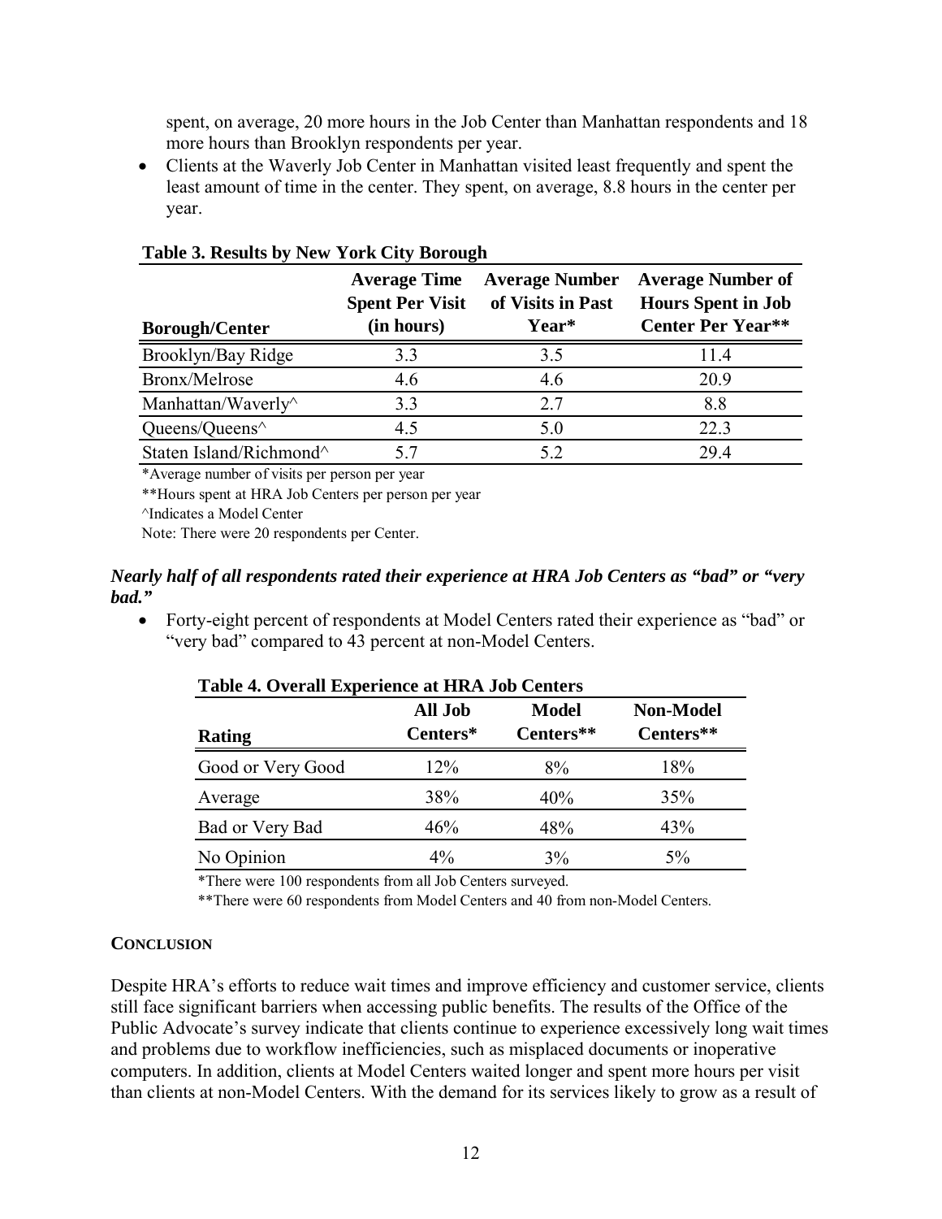spent, on average, 20 more hours in the Job Center than Manhattan respondents and 18 more hours than Brooklyn respondents per year.

- Clients at the Waverly Job Center in Manhattan visited least frequently and spent the least amount of time in the center. They spent, on average, 8.8 hours in the center per year.

**Table 3. Results by New York City Borough**

| Borough/Center | Average Time Spent Per Visit (in hours) | Average Number of Visits in Past Year* | Average Number of Hours Spent in Job Center Per Year** |
|---|---|---|---|
| Brooklyn/Bay Ridge | 3.3 | 3.5 | 11.4 |
| Bronx/Melrose | 4.6 | 4.6 | 20.9 |
| Manhattan/Waverly^ | 3.3 | 2.7 | 8.8 |
| Queens/Queens^ | 4.5 | 5.0 | 22.3 |
| Staten Island/Richmond^ | 5.7 | 5.2 | 29.4 |

*Average number of visits per person per year

**Hours spent at HRA Job Centers per person per year

^Indicates a Model Center

Note: There were 20 respondents per Center.

***Nearly half of all respondents rated their experience at HRA Job Centers as "bad" or "very bad."***

- Forty-eight percent of respondents at Model Centers rated their experience as "bad" or "very bad" compared to 43 percent at non-Model Centers.

**Table 4. Overall Experience at HRA Job Centers**

| Rating | All Job Centers* | Model Centers** | Non-Model Centers** |
|---|---|---|---|
| Good or Very Good | 12% | 8% | 18% |
| Average | 38% | 40% | 35% |
| Bad or Very Bad | 46% | 48% | 43% |
| No Opinion | 4% | 3% | 5% |

*There were 100 respondents from all Job Centers surveyed.

**There were 60 respondents from Model Centers and 40 from non-Model Centers.

## CONCLUSION

Despite HRA's efforts to reduce wait times and improve efficiency and customer service, clients still face significant barriers when accessing public benefits. The results of the Office of the Public Advocate's survey indicate that clients continue to experience excessively long wait times and problems due to workflow inefficiencies, such as misplaced documents or inoperative computers. In addition, clients at Model Centers waited longer and spent more hours per visit than clients at non-Model Centers. With the demand for its services likely to grow as a result of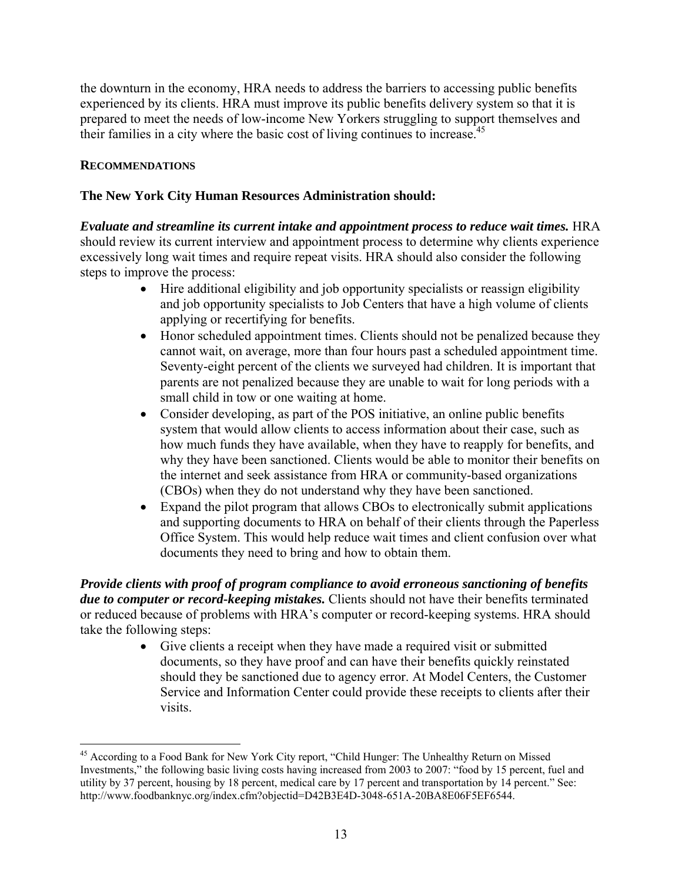the downturn in the economy, HRA needs to address the barriers to accessing public benefits experienced by its clients. HRA must improve its public benefits delivery system so that it is prepared to meet the needs of low-income New Yorkers struggling to support themselves and their families in a city where the basic cost of living continues to increase.[45]

## RECOMMENDATIONS

### The New York City Human Resources Administration should:

***Evaluate and streamline its current intake and appointment process to reduce wait times.*** HRA should review its current interview and appointment process to determine why clients experience excessively long wait times and require repeat visits. HRA should also consider the following steps to improve the process:

- Hire additional eligibility and job opportunity specialists or reassign eligibility and job opportunity specialists to Job Centers that have a high volume of clients applying or recertifying for benefits.
- Honor scheduled appointment times. Clients should not be penalized because they cannot wait, on average, more than four hours past a scheduled appointment time. Seventy-eight percent of the clients we surveyed had children. It is important that parents are not penalized because they are unable to wait for long periods with a small child in tow or one waiting at home.
- Consider developing, as part of the POS initiative, an online public benefits system that would allow clients to access information about their case, such as how much funds they have available, when they have to reapply for benefits, and why they have been sanctioned. Clients would be able to monitor their benefits on the internet and seek assistance from HRA or community-based organizations (CBOs) when they do not understand why they have been sanctioned.
- Expand the pilot program that allows CBOs to electronically submit applications and supporting documents to HRA on behalf of their clients through the Paperless Office System. This would help reduce wait times and client confusion over what documents they need to bring and how to obtain them.

***Provide clients with proof of program compliance to avoid erroneous sanctioning of benefits due to computer or record-keeping mistakes.*** Clients should not have their benefits terminated or reduced because of problems with HRA's computer or record-keeping systems. HRA should take the following steps:

- Give clients a receipt when they have made a required visit or submitted documents, so they have proof and can have their benefits quickly reinstated should they be sanctioned due to agency error. At Model Centers, the Customer Service and Information Center could provide these receipts to clients after their visits.

---

[45] According to a Food Bank for New York City report, "Child Hunger: The Unhealthy Return on Missed Investments," the following basic living costs having increased from 2003 to 2007: "food by 15 percent, fuel and utility by 37 percent, housing by 18 percent, medical care by 17 percent and transportation by 14 percent." See: http://www.foodbanknyc.org/index.cfm?objectid=D42B3E4D-3048-651A-20BA8E06F5EF6544.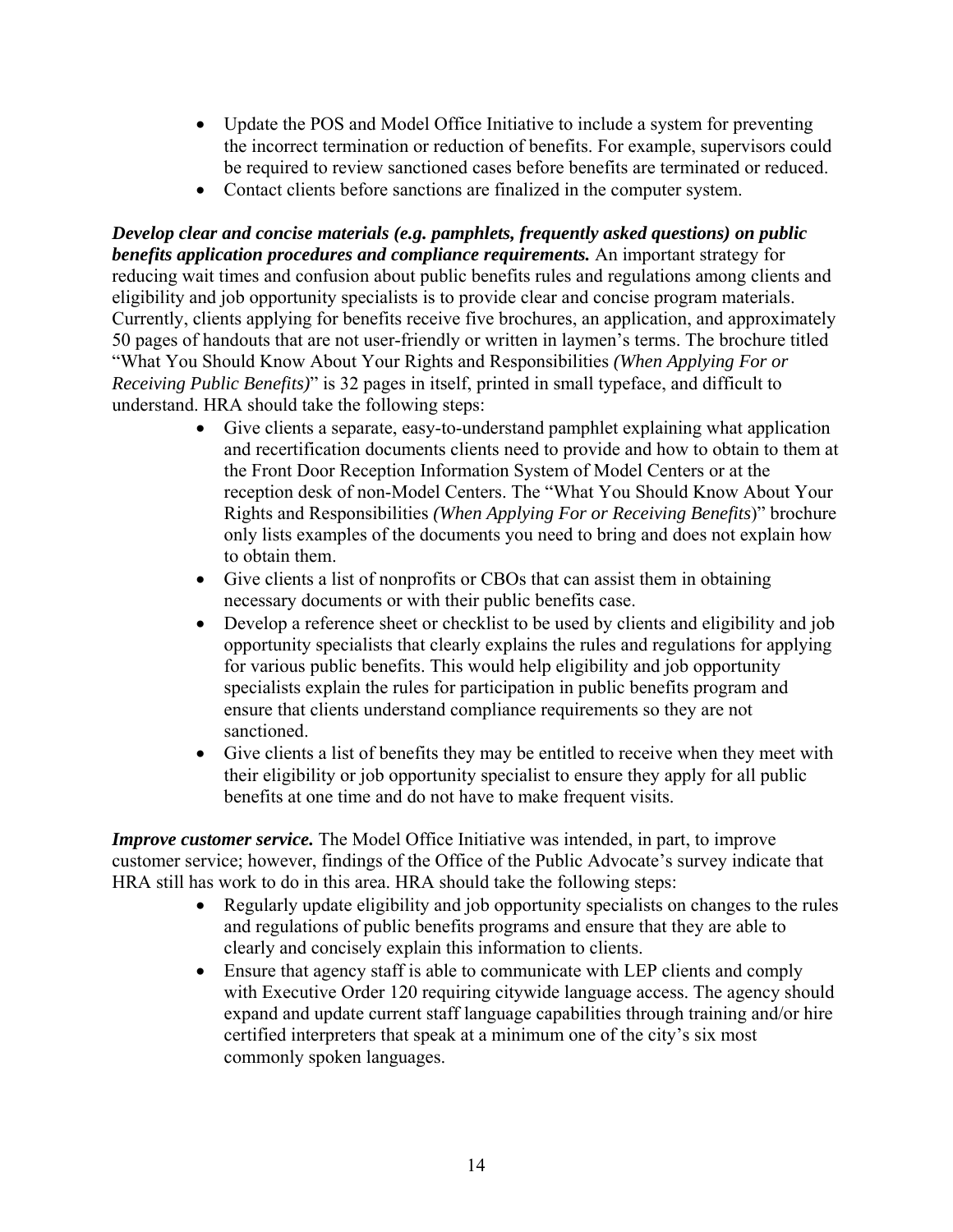- Update the POS and Model Office Initiative to include a system for preventing the incorrect termination or reduction of benefits. For example, supervisors could be required to review sanctioned cases before benefits are terminated or reduced.
- Contact clients before sanctions are finalized in the computer system.

***Develop clear and concise materials (e.g. pamphlets, frequently asked questions) on public benefits application procedures and compliance requirements.*** An important strategy for reducing wait times and confusion about public benefits rules and regulations among clients and eligibility and job opportunity specialists is to provide clear and concise program materials. Currently, clients applying for benefits receive five brochures, an application, and approximately 50 pages of handouts that are not user-friendly or written in laymen's terms. The brochure titled "What You Should Know About Your Rights and Responsibilities *(When Applying For or Receiving Public Benefits)*" is 32 pages in itself, printed in small typeface, and difficult to understand. HRA should take the following steps:

- Give clients a separate, easy-to-understand pamphlet explaining what application and recertification documents clients need to provide and how to obtain to them at the Front Door Reception Information System of Model Centers or at the reception desk of non-Model Centers. The "What You Should Know About Your Rights and Responsibilities *(When Applying For or Receiving Benefits*)" brochure only lists examples of the documents you need to bring and does not explain how to obtain them.
- Give clients a list of nonprofits or CBOs that can assist them in obtaining necessary documents or with their public benefits case.
- Develop a reference sheet or checklist to be used by clients and eligibility and job opportunity specialists that clearly explains the rules and regulations for applying for various public benefits. This would help eligibility and job opportunity specialists explain the rules for participation in public benefits program and ensure that clients understand compliance requirements so they are not sanctioned.
- Give clients a list of benefits they may be entitled to receive when they meet with their eligibility or job opportunity specialist to ensure they apply for all public benefits at one time and do not have to make frequent visits.

***Improve customer service.*** The Model Office Initiative was intended, in part, to improve customer service; however, findings of the Office of the Public Advocate's survey indicate that HRA still has work to do in this area. HRA should take the following steps:

- Regularly update eligibility and job opportunity specialists on changes to the rules and regulations of public benefits programs and ensure that they are able to clearly and concisely explain this information to clients.
- Ensure that agency staff is able to communicate with LEP clients and comply with Executive Order 120 requiring citywide language access. The agency should expand and update current staff language capabilities through training and/or hire certified interpreters that speak at a minimum one of the city's six most commonly spoken languages.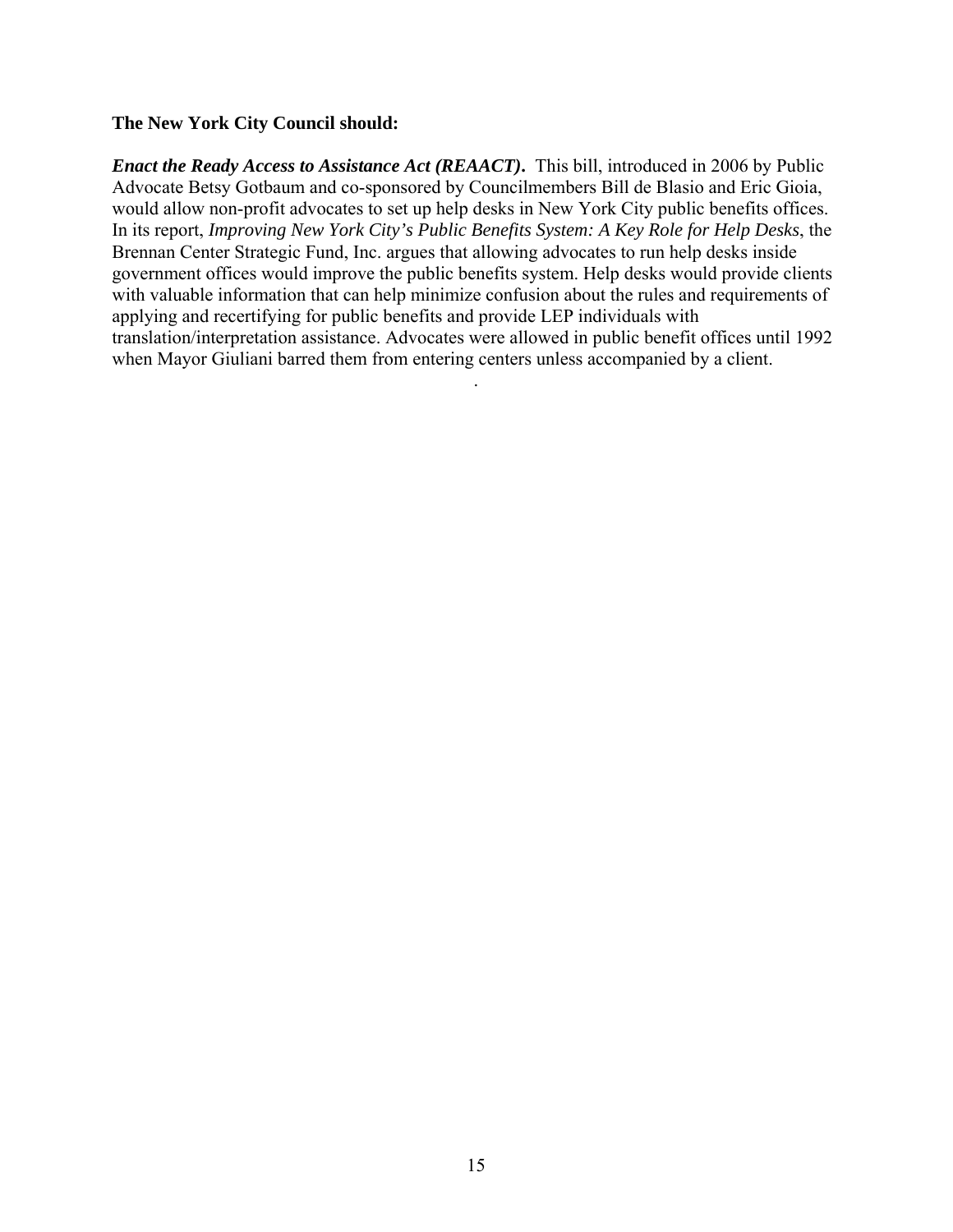**The New York City Council should:**

***Enact the Ready Access to Assistance Act (REAACT).*** This bill, introduced in 2006 by Public Advocate Betsy Gotbaum and co-sponsored by Councilmembers Bill de Blasio and Eric Gioia, would allow non-profit advocates to set up help desks in New York City public benefits offices. In its report, *Improving New York City's Public Benefits System: A Key Role for Help Desks*, the Brennan Center Strategic Fund, Inc. argues that allowing advocates to run help desks inside government offices would improve the public benefits system. Help desks would provide clients with valuable information that can help minimize confusion about the rules and requirements of applying and recertifying for public benefits and provide LEP individuals with translation/interpretation assistance. Advocates were allowed in public benefit offices until 1992 when Mayor Giuliani barred them from entering centers unless accompanied by a client.

.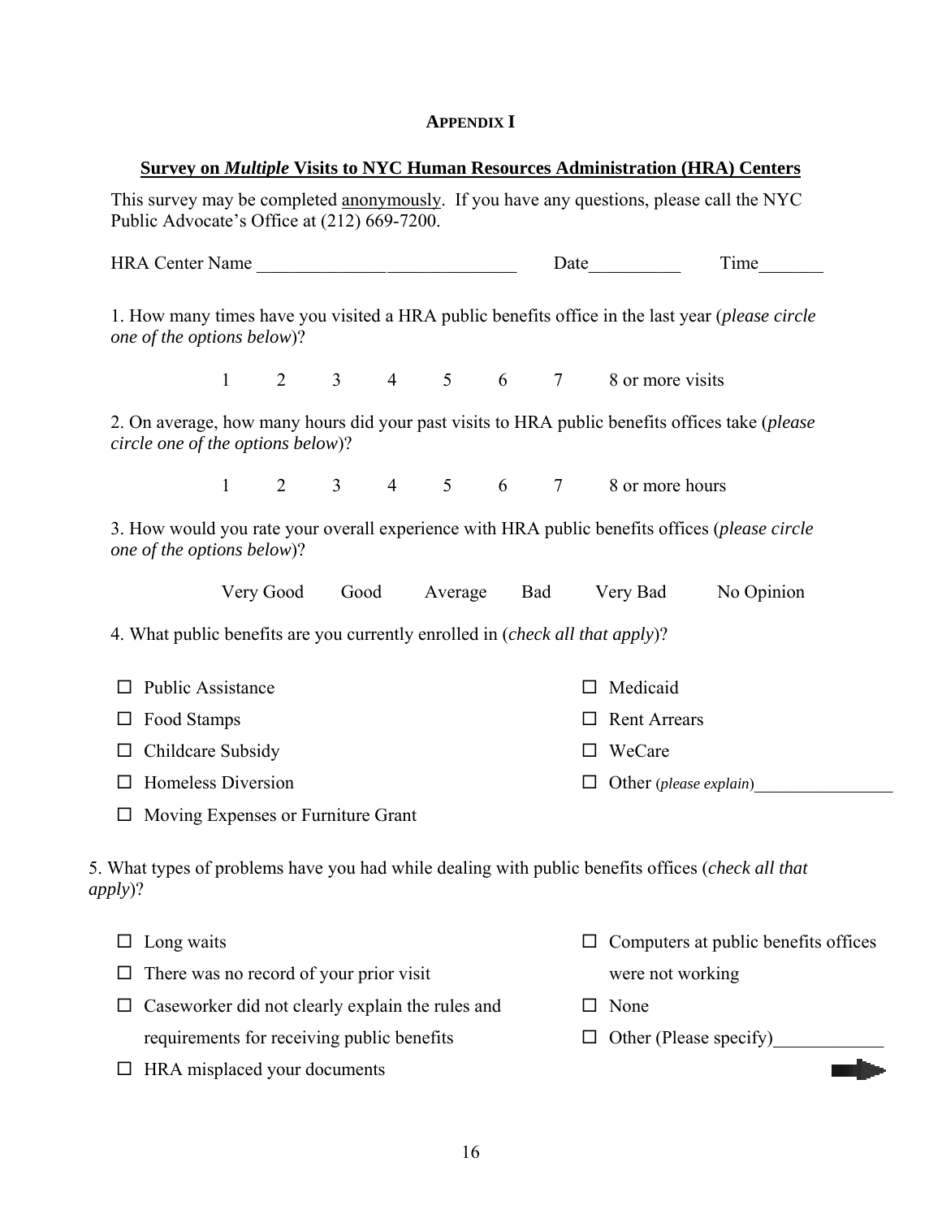## APPENDIX I

**Survey on *Multiple* Visits to NYC Human Resources Administration (HRA) Centers**

This survey may be completed anonymously. If you have any questions, please call the NYC Public Advocate's Office at (212) 669-7200.

HRA Center Name ____________________________ Date__________ Time_______

1. How many times have you visited a HRA public benefits office in the last year (*please circle one of the options below*)?

1 2 3 4 5 6 7 8 or more visits

2. On average, how many hours did your past visits to HRA public benefits offices take (*please circle one of the options below*)?

1 2 3 4 5 6 7 8 or more hours

3. How would you rate your overall experience with HRA public benefits offices (*please circle one of the options below*)?

Very Good Good Average Bad Very Bad No Opinion

4. What public benefits are you currently enrolled in (*check all that apply*)?

- ☐ Public Assistance
- ☐ Food Stamps
- ☐ Childcare Subsidy
- ☐ Homeless Diversion
- ☐ Moving Expenses or Furniture Grant
- ☐ Medicaid
- ☐ Rent Arrears
- ☐ WeCare
- ☐ Other (*please explain*)________________

5. What types of problems have you had while dealing with public benefits offices (*check all that apply*)?

- ☐ Long waits
- ☐ There was no record of your prior visit
- ☐ Caseworker did not clearly explain the rules and requirements for receiving public benefits
- ☐ HRA misplaced your documents
- ☐ Computers at public benefits offices were not working
- ☐ None
- ☐ Other (Please specify)____________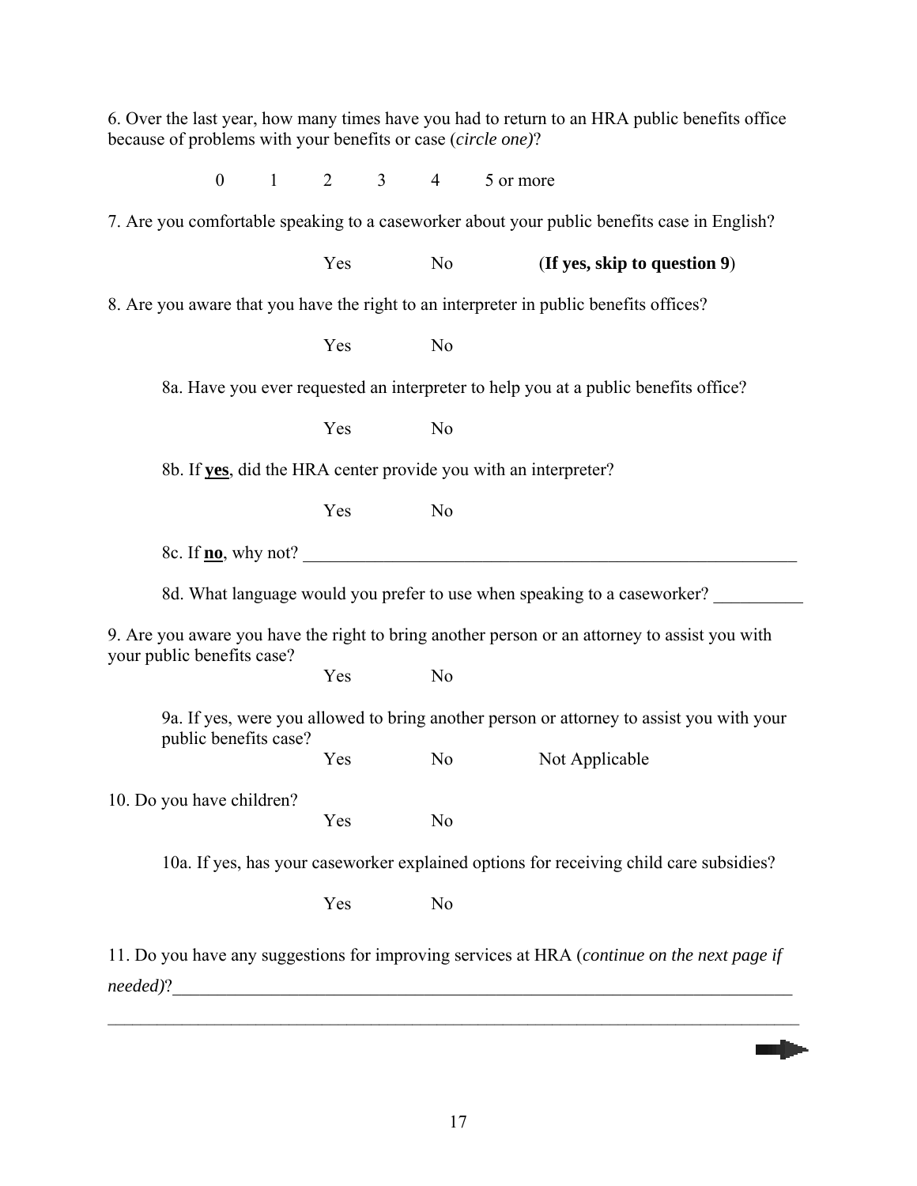6. Over the last year, how many times have you had to return to an HRA public benefits office because of problems with your benefits or case (*circle one)*?

0 &nbsp;&nbsp;&nbsp; 1 &nbsp;&nbsp;&nbsp; 2 &nbsp;&nbsp;&nbsp; 3 &nbsp;&nbsp;&nbsp; 4 &nbsp;&nbsp;&nbsp; 5 or more

7. Are you comfortable speaking to a caseworker about your public benefits case in English?

Yes &nbsp;&nbsp;&nbsp; No &nbsp;&nbsp;&nbsp; (**If yes, skip to question 9**)

8. Are you aware that you have the right to an interpreter in public benefits offices?

Yes &nbsp;&nbsp;&nbsp; No

8a. Have you ever requested an interpreter to help you at a public benefits office?

Yes &nbsp;&nbsp;&nbsp; No

8b. If **<u>yes</u>**, did the HRA center provide you with an interpreter?

Yes &nbsp;&nbsp;&nbsp; No

8c. If **<u>no</u>**, why not? ____________________________________________________________

8d. What language would you prefer to use when speaking to a caseworker? __________

9. Are you aware you have the right to bring another person or an attorney to assist you with your public benefits case?

Yes &nbsp;&nbsp;&nbsp; No

9a. If yes, were you allowed to bring another person or attorney to assist you with your public benefits case?

Yes &nbsp;&nbsp;&nbsp; No &nbsp;&nbsp;&nbsp; Not Applicable

10. Do you have children?

Yes &nbsp;&nbsp;&nbsp; No

10a. If yes, has your caseworker explained options for receiving child care subsidies?

Yes &nbsp;&nbsp;&nbsp; No

11. Do you have any suggestions for improving services at HRA (*continue on the next page if needed)*?____________________________________________________________________________

______________________________________________________________________________________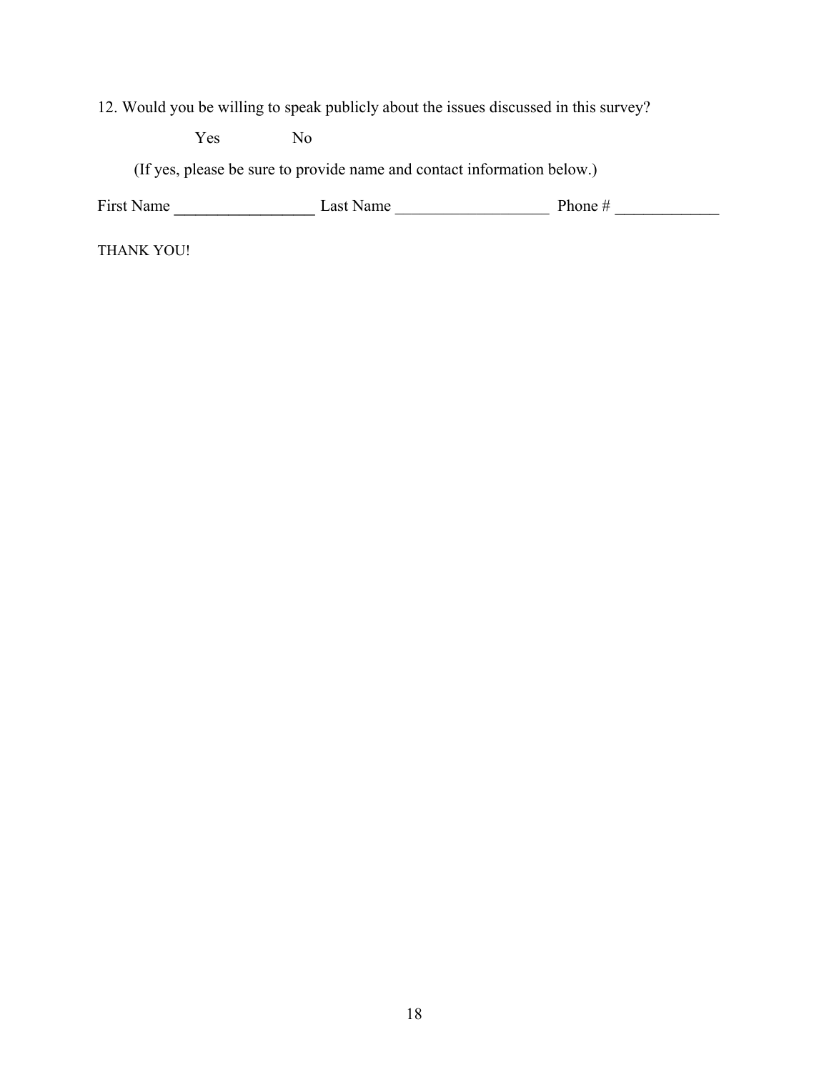12. Would you be willing to speak publicly about the issues discussed in this survey?

Yes No

(If yes, please be sure to provide name and contact information below.)

First Name _________________ Last Name ___________________ Phone # _____________

THANK YOU!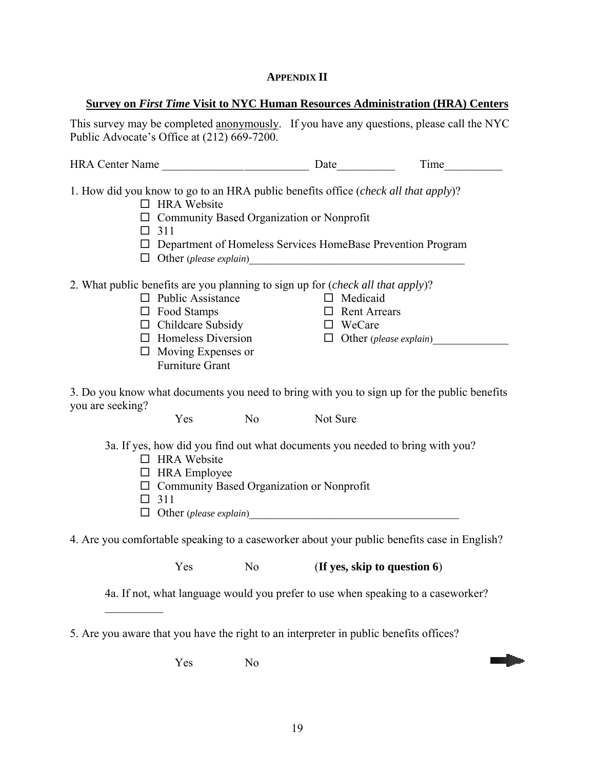# APPENDIX II

## Survey on *First Time* Visit to NYC Human Resources Administration (HRA) Centers

This survey may be completed anonymously. If you have any questions, please call the NYC Public Advocate's Office at (212) 669-7200.

HRA Center Name _________________________ Date__________ Time__________

1. How did you know to go to an HRA public benefits office (*check all that apply*)?
   - ☐ HRA Website
   - ☐ Community Based Organization or Nonprofit
   - ☐ 311
   - ☐ Department of Homeless Services HomeBase Prevention Program
   - ☐ Other (*please explain*)______________________________________

2. What public benefits are you planning to sign up for (*check all that apply*)?
   - ☐ Public Assistance
   - ☐ Food Stamps
   - ☐ Childcare Subsidy
   - ☐ Homeless Diversion
   - ☐ Moving Expenses or Furniture Grant
   - ☐ Medicaid
   - ☐ Rent Arrears
   - ☐ WeCare
   - ☐ Other (*please explain*)______________

3. Do you know what documents you need to bring with you to sign up for the public benefits you are seeking?

   Yes  No  Not Sure

   3a. If yes, how did you find out what documents you needed to bring with you?
   - ☐ HRA Website
   - ☐ HRA Employee
   - ☐ Community Based Organization or Nonprofit
   - ☐ 311
   - ☐ Other (*please explain*)_____________________________________

4. Are you comfortable speaking to a caseworker about your public benefits case in English?

   Yes  No  (**If yes, skip to question 6**)

   4a. If not, what language would you prefer to use when speaking to a caseworker? __________

5. Are you aware that you have the right to an interpreter in public benefits offices?

   Yes  No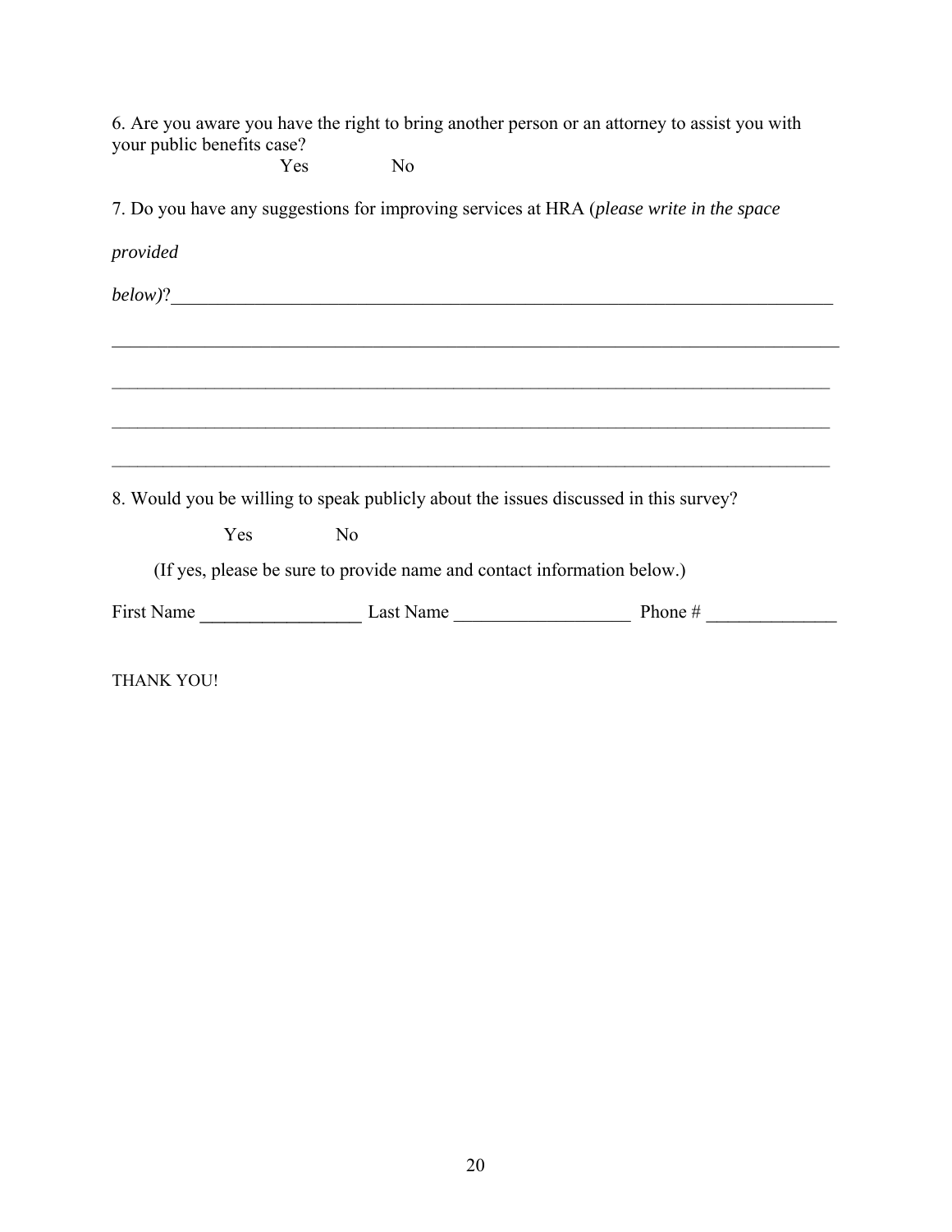6. Are you aware you have the right to bring another person or an attorney to assist you with your public benefits case?

Yes No

7. Do you have any suggestions for improving services at HRA (*please write in the space provided below)*?_____________________________________________________________________________

_____________________________________________________________________________

_____________________________________________________________________________

_____________________________________________________________________________

_____________________________________________________________________________

8. Would you be willing to speak publicly about the issues discussed in this survey?

Yes No

(If yes, please be sure to provide name and contact information below.)

First Name _________________ Last Name ___________________ Phone # ______________

THANK YOU!